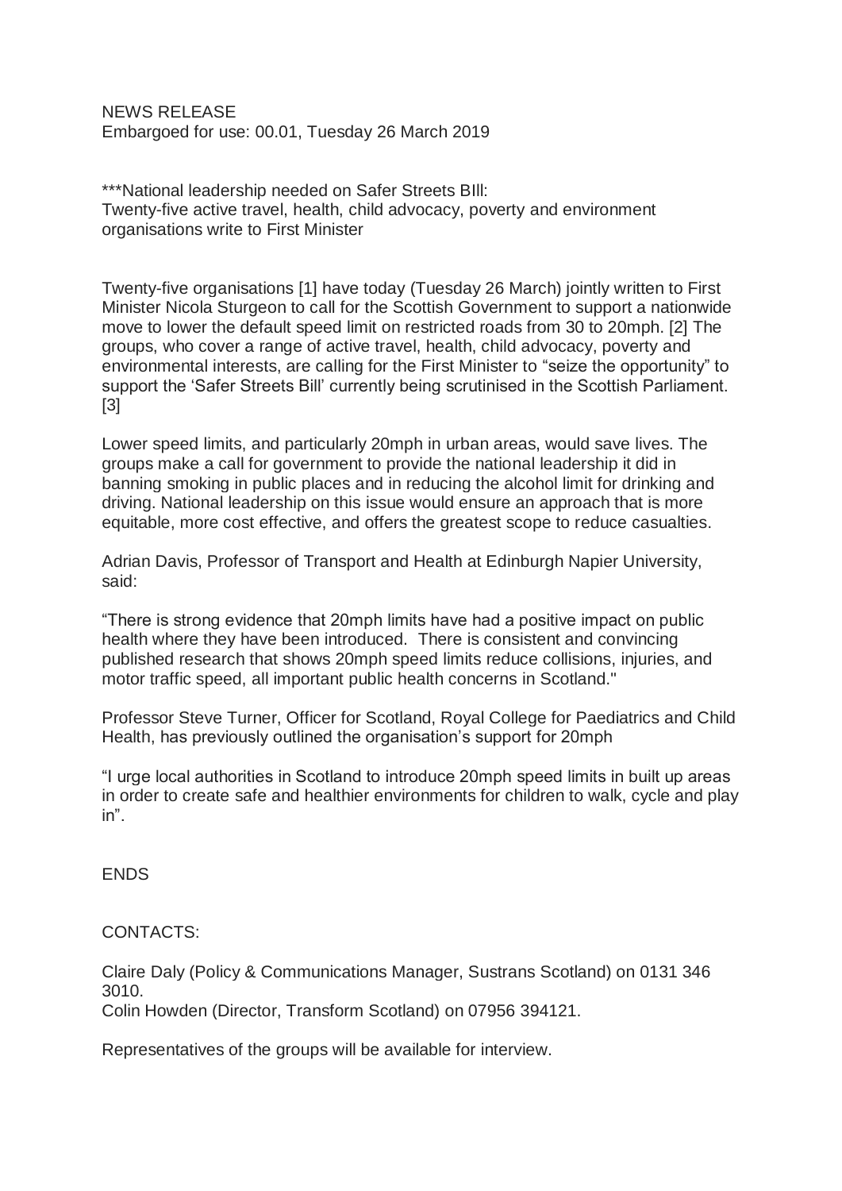NEWS RELEASE
Embargoed for use: 00.01, Tuesday 26 March 2019

***National leadership needed on Safer Streets BIll:
Twenty-five active travel, health, child advocacy, poverty and environment organisations write to First Minister

Twenty-five organisations [1] have today (Tuesday 26 March) jointly written to First Minister Nicola Sturgeon to call for the Scottish Government to support a nationwide move to lower the default speed limit on restricted roads from 30 to 20mph. [2] The groups, who cover a range of active travel, health, child advocacy, poverty and environmental interests, are calling for the First Minister to "seize the opportunity" to support the 'Safer Streets Bill' currently being scrutinised in the Scottish Parliament. [3]

Lower speed limits, and particularly 20mph in urban areas, would save lives. The groups make a call for government to provide the national leadership it did in banning smoking in public places and in reducing the alcohol limit for drinking and driving. National leadership on this issue would ensure an approach that is more equitable, more cost effective, and offers the greatest scope to reduce casualties.

Adrian Davis, Professor of Transport and Health at Edinburgh Napier University, said:

"There is strong evidence that 20mph limits have had a positive impact on public health where they have been introduced. There is consistent and convincing published research that shows 20mph speed limits reduce collisions, injuries, and motor traffic speed, all important public health concerns in Scotland."

Professor Steve Turner, Officer for Scotland, Royal College for Paediatrics and Child Health, has previously outlined the organisation's support for 20mph

"I urge local authorities in Scotland to introduce 20mph speed limits in built up areas in order to create safe and healthier environments for children to walk, cycle and play in".

ENDS

CONTACTS:

Claire Daly (Policy & Communications Manager, Sustrans Scotland) on 0131 346 3010.
Colin Howden (Director, Transform Scotland) on 07956 394121.

Representatives of the groups will be available for interview.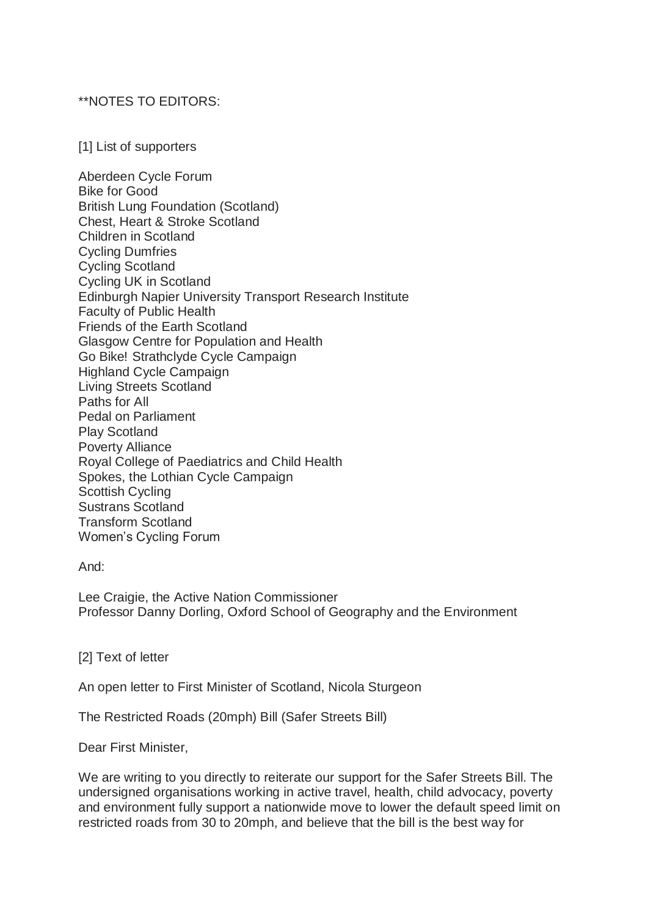**NOTES TO EDITORS:

[1] List of supporters

Aberdeen Cycle Forum
Bike for Good
British Lung Foundation (Scotland)
Chest, Heart & Stroke Scotland
Children in Scotland
Cycling Dumfries
Cycling Scotland
Cycling UK in Scotland
Edinburgh Napier University Transport Research Institute
Faculty of Public Health
Friends of the Earth Scotland
Glasgow Centre for Population and Health
Go Bike! Strathclyde Cycle Campaign
Highland Cycle Campaign
Living Streets Scotland
Paths for All
Pedal on Parliament
Play Scotland
Poverty Alliance
Royal College of Paediatrics and Child Health
Spokes, the Lothian Cycle Campaign
Scottish Cycling
Sustrans Scotland
Transform Scotland
Women's Cycling Forum

And:

Lee Craigie, the Active Nation Commissioner
Professor Danny Dorling, Oxford School of Geography and the Environment

[2] Text of letter

An open letter to First Minister of Scotland, Nicola Sturgeon

The Restricted Roads (20mph) Bill (Safer Streets Bill)

Dear First Minister,

We are writing to you directly to reiterate our support for the Safer Streets Bill. The undersigned organisations working in active travel, health, child advocacy, poverty and environment fully support a nationwide move to lower the default speed limit on restricted roads from 30 to 20mph, and believe that the bill is the best way for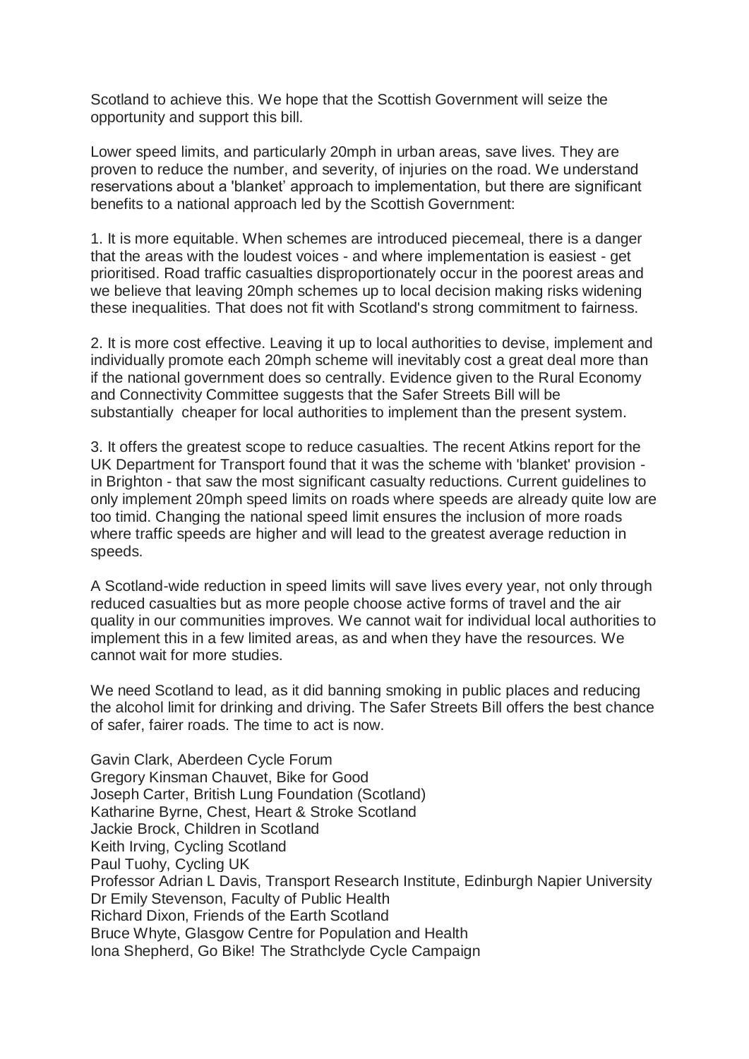Scotland to achieve this. We hope that the Scottish Government will seize the opportunity and support this bill.

Lower speed limits, and particularly 20mph in urban areas, save lives. They are proven to reduce the number, and severity, of injuries on the road. We understand reservations about a 'blanket' approach to implementation, but there are significant benefits to a national approach led by the Scottish Government:

1. It is more equitable. When schemes are introduced piecemeal, there is a danger that the areas with the loudest voices - and where implementation is easiest - get prioritised. Road traffic casualties disproportionately occur in the poorest areas and we believe that leaving 20mph schemes up to local decision making risks widening these inequalities. That does not fit with Scotland's strong commitment to fairness.

2. It is more cost effective. Leaving it up to local authorities to devise, implement and individually promote each 20mph scheme will inevitably cost a great deal more than if the national government does so centrally. Evidence given to the Rural Economy and Connectivity Committee suggests that the Safer Streets Bill will be substantially cheaper for local authorities to implement than the present system.

3. It offers the greatest scope to reduce casualties. The recent Atkins report for the UK Department for Transport found that it was the scheme with 'blanket' provision - in Brighton - that saw the most significant casualty reductions. Current guidelines to only implement 20mph speed limits on roads where speeds are already quite low are too timid. Changing the national speed limit ensures the inclusion of more roads where traffic speeds are higher and will lead to the greatest average reduction in speeds.

A Scotland-wide reduction in speed limits will save lives every year, not only through reduced casualties but as more people choose active forms of travel and the air quality in our communities improves. We cannot wait for individual local authorities to implement this in a few limited areas, as and when they have the resources. We cannot wait for more studies.

We need Scotland to lead, as it did banning smoking in public places and reducing the alcohol limit for drinking and driving. The Safer Streets Bill offers the best chance of safer, fairer roads. The time to act is now.

Gavin Clark, Aberdeen Cycle Forum
Gregory Kinsman Chauvet, Bike for Good
Joseph Carter, British Lung Foundation (Scotland)
Katharine Byrne, Chest, Heart & Stroke Scotland
Jackie Brock, Children in Scotland
Keith Irving, Cycling Scotland
Paul Tuohy, Cycling UK
Professor Adrian L Davis, Transport Research Institute, Edinburgh Napier University
Dr Emily Stevenson, Faculty of Public Health
Richard Dixon, Friends of the Earth Scotland
Bruce Whyte, Glasgow Centre for Population and Health
Iona Shepherd, Go Bike! The Strathclyde Cycle Campaign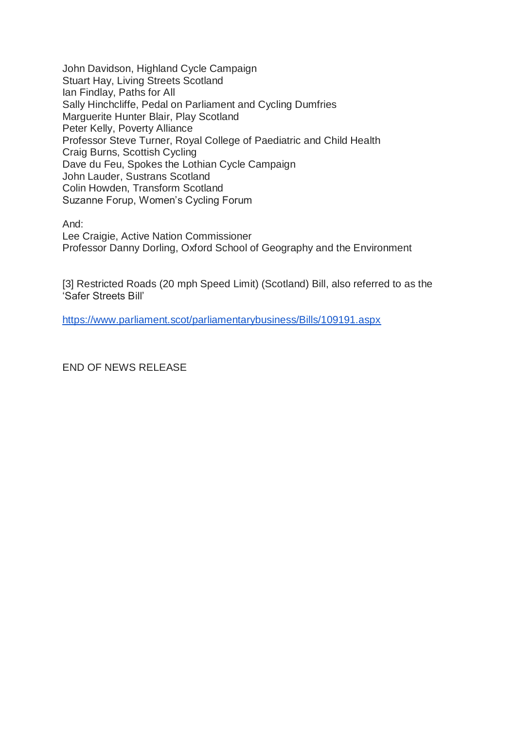John Davidson, Highland Cycle Campaign
Stuart Hay, Living Streets Scotland
Ian Findlay, Paths for All
Sally Hinchcliffe, Pedal on Parliament and Cycling Dumfries
Marguerite Hunter Blair, Play Scotland
Peter Kelly, Poverty Alliance
Professor Steve Turner, Royal College of Paediatric and Child Health
Craig Burns, Scottish Cycling
Dave du Feu, Spokes the Lothian Cycle Campaign
John Lauder, Sustrans Scotland
Colin Howden, Transform Scotland
Suzanne Forup, Women's Cycling Forum

And:
Lee Craigie, Active Nation Commissioner
Professor Danny Dorling, Oxford School of Geography and the Environment

[3] Restricted Roads (20 mph Speed Limit) (Scotland) Bill, also referred to as the 'Safer Streets Bill'

https://www.parliament.scot/parliamentarybusiness/Bills/109191.aspx

END OF NEWS RELEASE